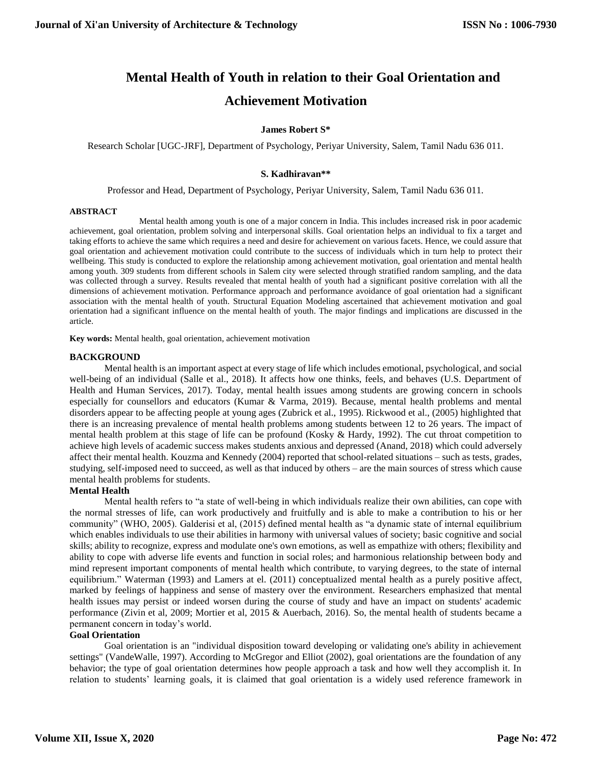# Mental Health of Youth in relation to their Goal Orientation and Achievement Motivation

**James Robert S***

Research Scholar [UGC-JRF], Department of Psychology, Periyar University, Salem, Tamil Nadu 636 011.

**S. Kadhiravan****

Professor and Head, Department of Psychology, Periyar University, Salem, Tamil Nadu 636 011.

**ABSTRACT**

Mental health among youth is one of a major concern in India. This includes increased risk in poor academic achievement, goal orientation, problem solving and interpersonal skills. Goal orientation helps an individual to fix a target and taking efforts to achieve the same which requires a need and desire for achievement on various facets. Hence, we could assure that goal orientation and achievement motivation could contribute to the success of individuals which in turn help to protect their wellbeing. This study is conducted to explore the relationship among achievement motivation, goal orientation and mental health among youth. 309 students from different schools in Salem city were selected through stratified random sampling, and the data was collected through a survey. Results revealed that mental health of youth had a significant positive correlation with all the dimensions of achievement motivation. Performance approach and performance avoidance of goal orientation had a significant association with the mental health of youth. Structural Equation Modeling ascertained that achievement motivation and goal orientation had a significant influence on the mental health of youth. The major findings and implications are discussed in the article.

**Key words:** Mental health, goal orientation, achievement motivation

## BACKGROUND

Mental health is an important aspect at every stage of life which includes emotional, psychological, and social well-being of an individual (Salle et al., 2018). It affects how one thinks, feels, and behaves (U.S. Department of Health and Human Services, 2017). Today, mental health issues among students are growing concern in schools especially for counsellors and educators (Kumar & Varma, 2019). Because, mental health problems and mental disorders appear to be affecting people at young ages (Zubrick et al., 1995). Rickwood et al., (2005) highlighted that there is an increasing prevalence of mental health problems among students between 12 to 26 years. The impact of mental health problem at this stage of life can be profound (Kosky & Hardy, 1992). The cut throat competition to achieve high levels of academic success makes students anxious and depressed (Anand, 2018) which could adversely affect their mental health. Kouzma and Kennedy (2004) reported that school-related situations – such as tests, grades, studying, self-imposed need to succeed, as well as that induced by others – are the main sources of stress which cause mental health problems for students.

### Mental Health

Mental health refers to "a state of well-being in which individuals realize their own abilities, can cope with the normal stresses of life, can work productively and fruitfully and is able to make a contribution to his or her community" (WHO, 2005). Galderisi et al, (2015) defined mental health as "a dynamic state of internal equilibrium which enables individuals to use their abilities in harmony with universal values of society; basic cognitive and social skills; ability to recognize, express and modulate one's own emotions, as well as empathize with others; flexibility and ability to cope with adverse life events and function in social roles; and harmonious relationship between body and mind represent important components of mental health which contribute, to varying degrees, to the state of internal equilibrium." Waterman (1993) and Lamers at el. (2011) conceptualized mental health as a purely positive affect, marked by feelings of happiness and sense of mastery over the environment. Researchers emphasized that mental health issues may persist or indeed worsen during the course of study and have an impact on students' academic performance (Zivin et al, 2009; Mortier et al, 2015 & Auerbach, 2016). So, the mental health of students became a permanent concern in today's world.

### Goal Orientation

Goal orientation is an "individual disposition toward developing or validating one's ability in achievement settings" (VandeWalle, 1997). According to McGregor and Elliot (2002), goal orientations are the foundation of any behavior; the type of goal orientation determines how people approach a task and how well they accomplish it. In relation to students' learning goals, it is claimed that goal orientation is a widely used reference framework in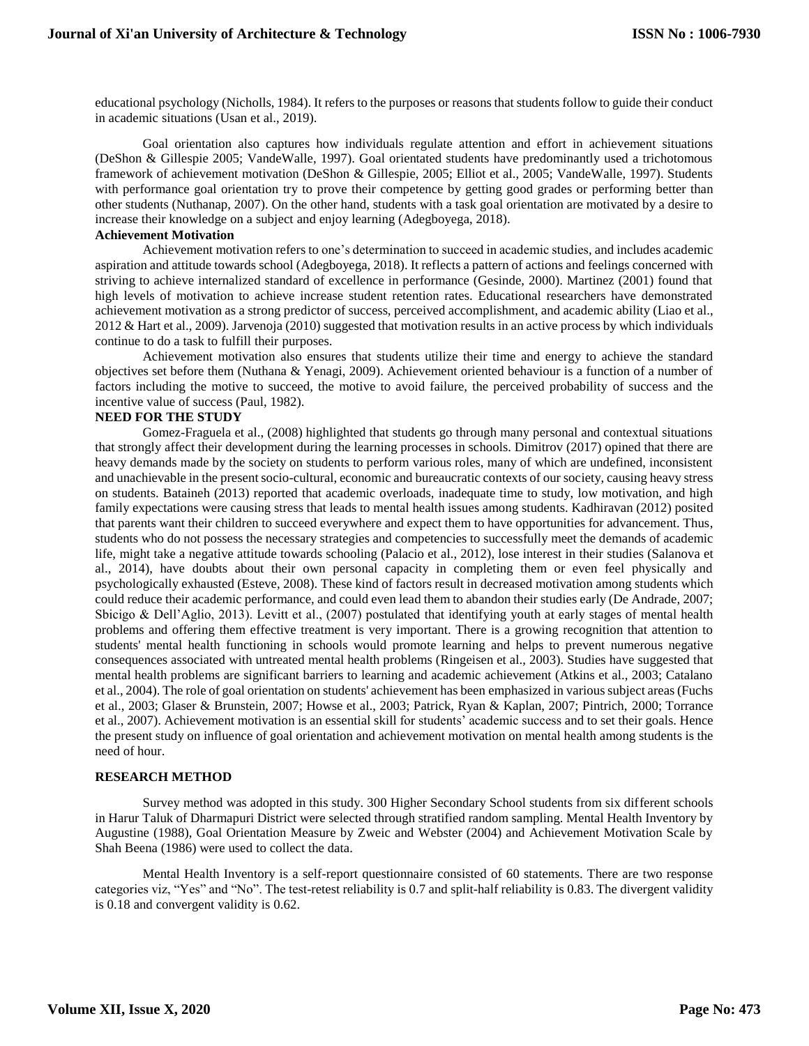educational psychology (Nicholls, 1984). It refers to the purposes or reasons that students follow to guide their conduct in academic situations (Usan et al., 2019).

Goal orientation also captures how individuals regulate attention and effort in achievement situations (DeShon & Gillespie 2005; VandeWalle, 1997). Goal orientated students have predominantly used a trichotomous framework of achievement motivation (DeShon & Gillespie, 2005; Elliot et al., 2005; VandeWalle, 1997). Students with performance goal orientation try to prove their competence by getting good grades or performing better than other students (Nuthanap, 2007). On the other hand, students with a task goal orientation are motivated by a desire to increase their knowledge on a subject and enjoy learning (Adegboyega, 2018).

**Achievement Motivation**

Achievement motivation refers to one's determination to succeed in academic studies, and includes academic aspiration and attitude towards school (Adegboyega, 2018). It reflects a pattern of actions and feelings concerned with striving to achieve internalized standard of excellence in performance (Gesinde, 2000). Martinez (2001) found that high levels of motivation to achieve increase student retention rates. Educational researchers have demonstrated achievement motivation as a strong predictor of success, perceived accomplishment, and academic ability (Liao et al., 2012 & Hart et al., 2009). Jarvenoja (2010) suggested that motivation results in an active process by which individuals continue to do a task to fulfill their purposes.

Achievement motivation also ensures that students utilize their time and energy to achieve the standard objectives set before them (Nuthana & Yenagi, 2009). Achievement oriented behaviour is a function of a number of factors including the motive to succeed, the motive to avoid failure, the perceived probability of success and the incentive value of success (Paul, 1982).

**NEED FOR THE STUDY**

Gomez-Fraguela et al., (2008) highlighted that students go through many personal and contextual situations that strongly affect their development during the learning processes in schools. Dimitrov (2017) opined that there are heavy demands made by the society on students to perform various roles, many of which are undefined, inconsistent and unachievable in the present socio-cultural, economic and bureaucratic contexts of our society, causing heavy stress on students. Bataineh (2013) reported that academic overloads, inadequate time to study, low motivation, and high family expectations were causing stress that leads to mental health issues among students. Kadhiravan (2012) posited that parents want their children to succeed everywhere and expect them to have opportunities for advancement. Thus, students who do not possess the necessary strategies and competencies to successfully meet the demands of academic life, might take a negative attitude towards schooling (Palacio et al., 2012), lose interest in their studies (Salanova et al., 2014), have doubts about their own personal capacity in completing them or even feel physically and psychologically exhausted (Esteve, 2008). These kind of factors result in decreased motivation among students which could reduce their academic performance, and could even lead them to abandon their studies early (De Andrade, 2007; Sbicigo & Dell'Aglio, 2013). Levitt et al., (2007) postulated that identifying youth at early stages of mental health problems and offering them effective treatment is very important. There is a growing recognition that attention to students' mental health functioning in schools would promote learning and helps to prevent numerous negative consequences associated with untreated mental health problems (Ringeisen et al., 2003). Studies have suggested that mental health problems are significant barriers to learning and academic achievement (Atkins et al., 2003; Catalano et al., 2004). The role of goal orientation on students' achievement has been emphasized in various subject areas (Fuchs et al., 2003; Glaser & Brunstein, 2007; Howse et al., 2003; Patrick, Ryan & Kaplan, 2007; Pintrich, 2000; Torrance et al., 2007). Achievement motivation is an essential skill for students' academic success and to set their goals. Hence the present study on influence of goal orientation and achievement motivation on mental health among students is the need of hour.

**RESEARCH METHOD**

Survey method was adopted in this study. 300 Higher Secondary School students from six different schools in Harur Taluk of Dharmapuri District were selected through stratified random sampling. Mental Health Inventory by Augustine (1988), Goal Orientation Measure by Zweic and Webster (2004) and Achievement Motivation Scale by Shah Beena (1986) were used to collect the data.

Mental Health Inventory is a self-report questionnaire consisted of 60 statements. There are two response categories viz, "Yes" and "No". The test-retest reliability is 0.7 and split-half reliability is 0.83. The divergent validity is 0.18 and convergent validity is 0.62.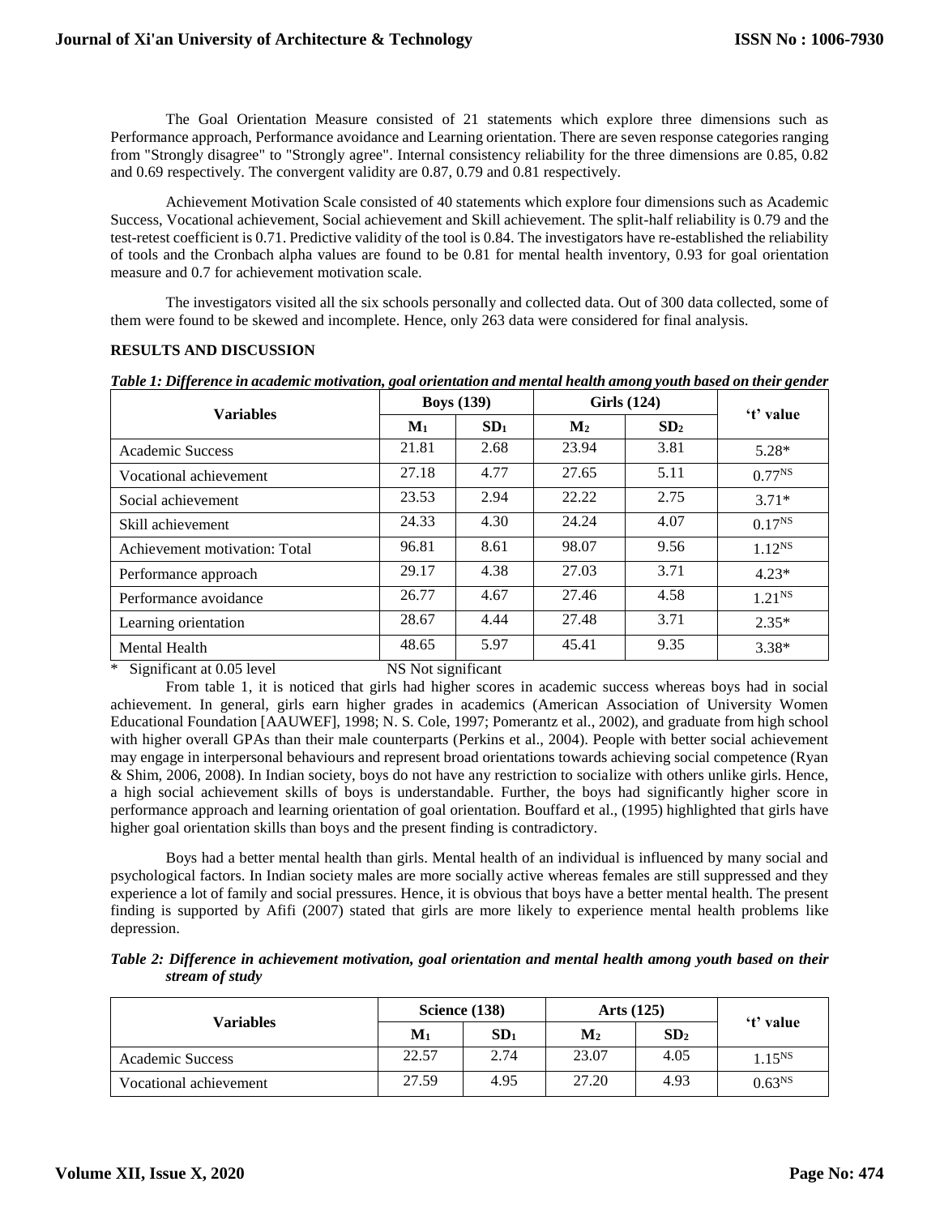The Goal Orientation Measure consisted of 21 statements which explore three dimensions such as Performance approach, Performance avoidance and Learning orientation. There are seven response categories ranging from "Strongly disagree" to "Strongly agree". Internal consistency reliability for the three dimensions are 0.85, 0.82 and 0.69 respectively. The convergent validity are 0.87, 0.79 and 0.81 respectively.

Achievement Motivation Scale consisted of 40 statements which explore four dimensions such as Academic Success, Vocational achievement, Social achievement and Skill achievement. The split-half reliability is 0.79 and the test-retest coefficient is 0.71. Predictive validity of the tool is 0.84. The investigators have re-established the reliability of tools and the Cronbach alpha values are found to be 0.81 for mental health inventory, 0.93 for goal orientation measure and 0.7 for achievement motivation scale.

The investigators visited all the six schools personally and collected data. Out of 300 data collected, some of them were found to be skewed and incomplete. Hence, only 263 data were considered for final analysis.

## RESULTS AND DISCUSSION

***Table 1: Difference in academic motivation, goal orientation and mental health among youth based on their gender***

| Variables | Boys (139) | | Girls (124) | | 't' value |
|---|---|---|---|---|---|
| | $M_1$ | $SD_1$ | $M_2$ | $SD_2$ | |
| Academic Success | 21.81 | 2.68 | 23.94 | 3.81 | 5.28* |
| Vocational achievement | 27.18 | 4.77 | 27.65 | 5.11 | $0.77^{NS}$ |
| Social achievement | 23.53 | 2.94 | 22.22 | 2.75 | 3.71* |
| Skill achievement | 24.33 | 4.30 | 24.24 | 4.07 | $0.17^{NS}$ |
| Achievement motivation: Total | 96.81 | 8.61 | 98.07 | 9.56 | $1.12^{NS}$ |
| Performance approach | 29.17 | 4.38 | 27.03 | 3.71 | 4.23* |
| Performance avoidance | 26.77 | 4.67 | 27.46 | 4.58 | $1.21^{NS}$ |
| Learning orientation | 28.67 | 4.44 | 27.48 | 3.71 | 2.35* |
| Mental Health | 48.65 | 5.97 | 45.41 | 9.35 | 3.38* |

\* Significant at 0.05 level NS Not significant

From table 1, it is noticed that girls had higher scores in academic success whereas boys had in social achievement. In general, girls earn higher grades in academics (American Association of University Women Educational Foundation [AAUWEF], 1998; N. S. Cole, 1997; Pomerantz et al., 2002), and graduate from high school with higher overall GPAs than their male counterparts (Perkins et al., 2004). People with better social achievement may engage in interpersonal behaviours and represent broad orientations towards achieving social competence (Ryan & Shim, 2006, 2008). In Indian society, boys do not have any restriction to socialize with others unlike girls. Hence, a high social achievement skills of boys is understandable. Further, the boys had significantly higher score in performance approach and learning orientation of goal orientation. Bouffard et al., (1995) highlighted that girls have higher goal orientation skills than boys and the present finding is contradictory.

Boys had a better mental health than girls. Mental health of an individual is influenced by many social and psychological factors. In Indian society males are more socially active whereas females are still suppressed and they experience a lot of family and social pressures. Hence, it is obvious that boys have a better mental health. The present finding is supported by Afifi (2007) stated that girls are more likely to experience mental health problems like depression.

***Table 2: Difference in achievement motivation, goal orientation and mental health among youth based on their stream of study***

| Variables | Science (138) | | Arts (125) | | 't' value |
|---|---|---|---|---|---|
| | $M_1$ | $SD_1$ | $M_2$ | $SD_2$ | |
| Academic Success | 22.57 | 2.74 | 23.07 | 4.05 | $1.15^{NS}$ |
| Vocational achievement | 27.59 | 4.95 | 27.20 | 4.93 | $0.63^{NS}$ |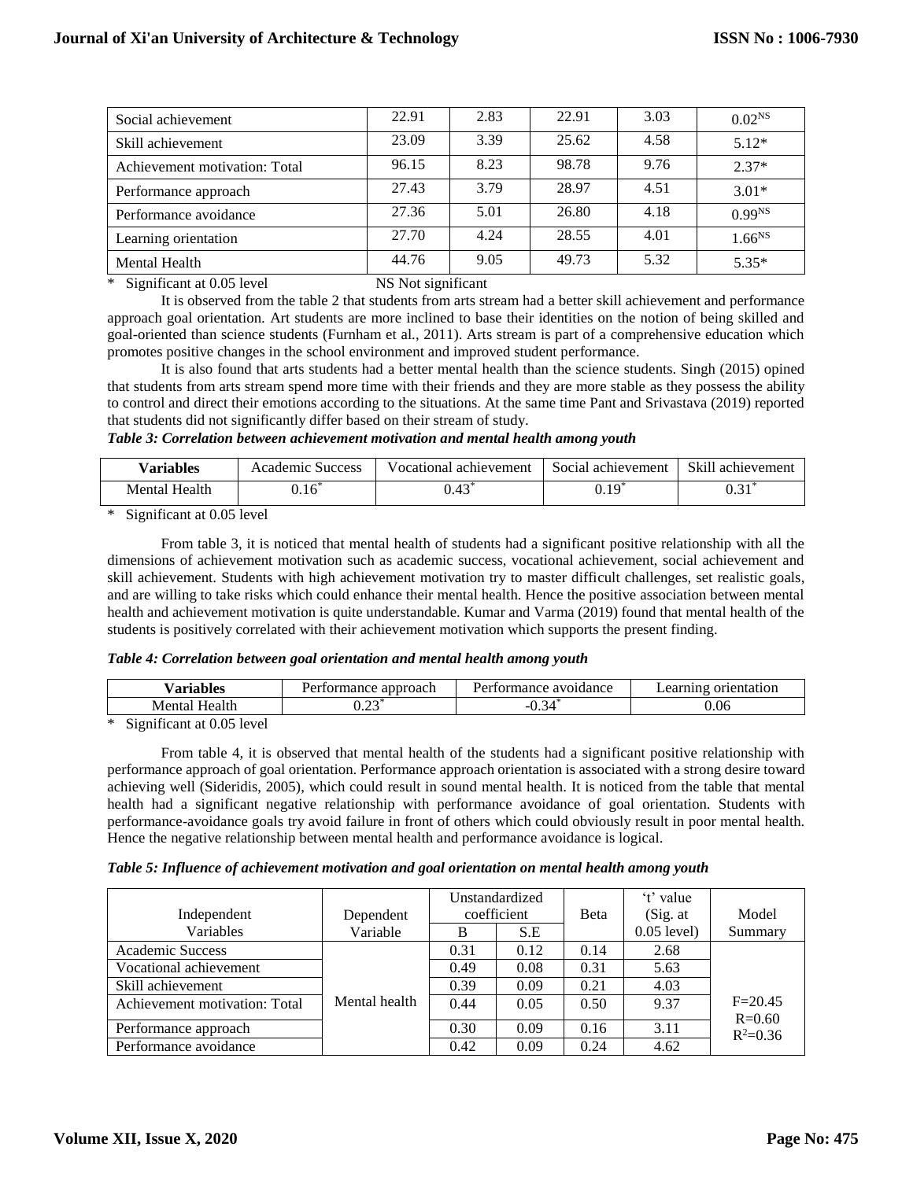| Social achievement | 22.91 | 2.83 | 22.91 | 3.03 | $0.02^{NS}$ |
|---|---|---|---|---|---|
| Skill achievement | 23.09 | 3.39 | 25.62 | 4.58 | 5.12* |
| Achievement motivation: Total | 96.15 | 8.23 | 98.78 | 9.76 | 2.37* |
| Performance approach | 27.43 | 3.79 | 28.97 | 4.51 | 3.01* |
| Performance avoidance | 27.36 | 5.01 | 26.80 | 4.18 | $0.99^{NS}$ |
| Learning orientation | 27.70 | 4.24 | 28.55 | 4.01 | $1.66^{NS}$ |
| Mental Health | 44.76 | 9.05 | 49.73 | 5.32 | 5.35* |

\* Significant at 0.05 level  NS Not significant

It is observed from the table 2 that students from arts stream had a better skill achievement and performance approach goal orientation. Art students are more inclined to base their identities on the notion of being skilled and goal-oriented than science students (Furnham et al., 2011). Arts stream is part of a comprehensive education which promotes positive changes in the school environment and improved student performance.

It is also found that arts students had a better mental health than the science students. Singh (2015) opined that students from arts stream spend more time with their friends and they are more stable as they possess the ability to control and direct their emotions according to the situations. At the same time Pant and Srivastava (2019) reported that students did not significantly differ based on their stream of study.

***Table 3: Correlation between achievement motivation and mental health among youth***

| **Variables** | Academic Success | Vocational achievement | Social achievement | Skill achievement |
|---|---|---|---|---|
| Mental Health | 0.16* | 0.43* | 0.19* | 0.31* |

\* Significant at 0.05 level

From table 3, it is noticed that mental health of students had a significant positive relationship with all the dimensions of achievement motivation such as academic success, vocational achievement, social achievement and skill achievement. Students with high achievement motivation try to master difficult challenges, set realistic goals, and are willing to take risks which could enhance their mental health. Hence the positive association between mental health and achievement motivation is quite understandable. Kumar and Varma (2019) found that mental health of the students is positively correlated with their achievement motivation which supports the present finding.

***Table 4: Correlation between goal orientation and mental health among youth***

| **Variables** | Performance approach | Performance avoidance | Learning orientation |
|---|---|---|---|
| Mental Health | 0.23* | -0.34* | 0.06 |

\* Significant at 0.05 level

From table 4, it is observed that mental health of the students had a significant positive relationship with performance approach of goal orientation. Performance approach orientation is associated with a strong desire toward achieving well (Sideridis, 2005), which could result in sound mental health. It is noticed from the table that mental health had a significant negative relationship with performance avoidance of goal orientation. Students with performance-avoidance goals try avoid failure in front of others which could obviously result in poor mental health. Hence the negative relationship between mental health and performance avoidance is logical.

***Table 5: Influence of achievement motivation and goal orientation on mental health among youth***

| Independent Variables | Dependent Variable | Unstandardized coefficient | | Beta | 't' value (Sig. at 0.05 level) | Model Summary |
|---|---|---|---|---|---|---|
| | | B | S.E | | | |
| Academic Success | Mental health | 0.31 | 0.12 | 0.14 | 2.68 | F=20.45 R=0.60 $R^2$=0.36 |
| Vocational achievement | | 0.49 | 0.08 | 0.31 | 5.63 | |
| Skill achievement | | 0.39 | 0.09 | 0.21 | 4.03 | |
| Achievement motivation: Total | | 0.44 | 0.05 | 0.50 | 9.37 | |
| Performance approach | | 0.30 | 0.09 | 0.16 | 3.11 | |
| Performance avoidance | | 0.42 | 0.09 | 0.24 | 4.62 | |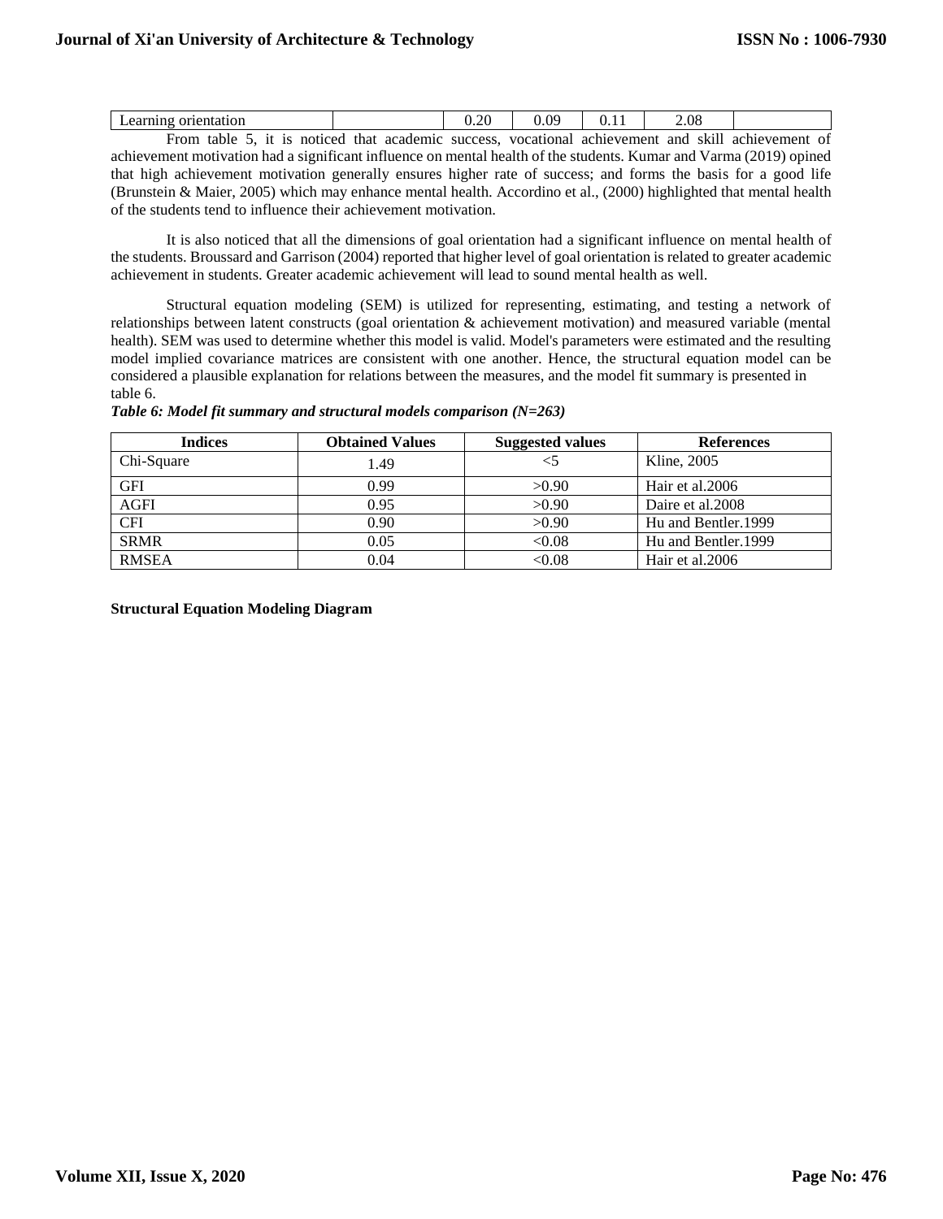| Learning orientation | | 0.20 | 0.09 | 0.11 | 2.08 | |
|---|---|---|---|---|---|---|

From table 5, it is noticed that academic success, vocational achievement and skill achievement of achievement motivation had a significant influence on mental health of the students. Kumar and Varma (2019) opined that high achievement motivation generally ensures higher rate of success; and forms the basis for a good life (Brunstein & Maier, 2005) which may enhance mental health. Accordino et al., (2000) highlighted that mental health of the students tend to influence their achievement motivation.

It is also noticed that all the dimensions of goal orientation had a significant influence on mental health of the students. Broussard and Garrison (2004) reported that higher level of goal orientation is related to greater academic achievement in students. Greater academic achievement will lead to sound mental health as well.

Structural equation modeling (SEM) is utilized for representing, estimating, and testing a network of relationships between latent constructs (goal orientation & achievement motivation) and measured variable (mental health). SEM was used to determine whether this model is valid. Model's parameters were estimated and the resulting model implied covariance matrices are consistent with one another. Hence, the structural equation model can be considered a plausible explanation for relations between the measures, and the model fit summary is presented in table 6.

***Table 6: Model fit summary and structural models comparison (N=263)***

| Indices | Obtained Values | Suggested values | References |
|---|---|---|---|
| Chi-Square | 1.49 | <5 | Kline, 2005 |
| GFI | 0.99 | >0.90 | Hair et al.2006 |
| AGFI | 0.95 | >0.90 | Daire et al.2008 |
| CFI | 0.90 | >0.90 | Hu and Bentler.1999 |
| SRMR | 0.05 | <0.08 | Hu and Bentler.1999 |
| RMSEA | 0.04 | <0.08 | Hair et al.2006 |

**Structural Equation Modeling Diagram**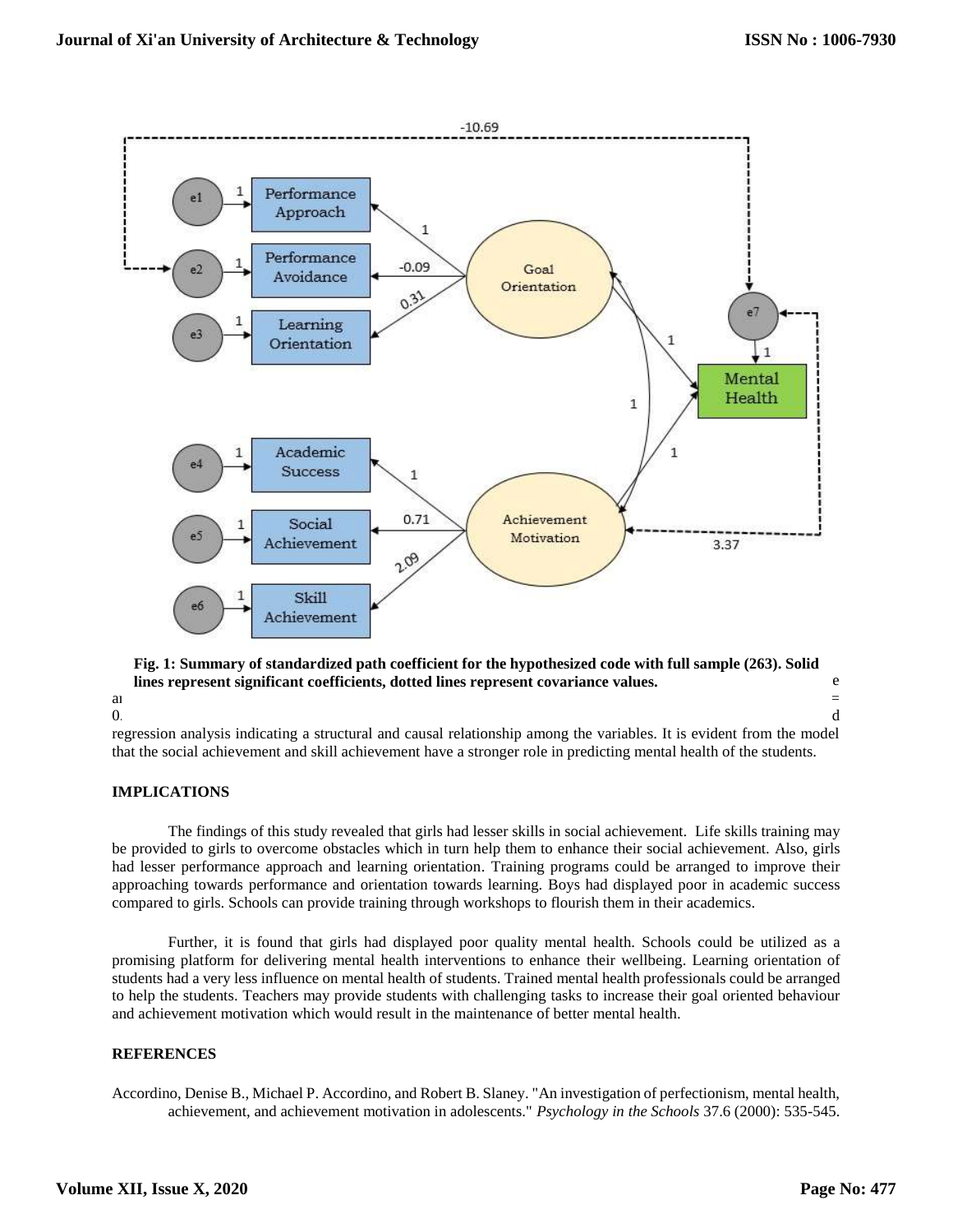**Fig. 1: Summary of standardized path coefficient for the hypothesized code with full sample (263). Solid lines represent significant coefficients, dotted lines represent covariance values.**

regression analysis indicating a structural and causal relationship among the variables. It is evident from the model that the social achievement and skill achievement have a stronger role in predicting mental health of the students.

## IMPLICATIONS

The findings of this study revealed that girls had lesser skills in social achievement. Life skills training may be provided to girls to overcome obstacles which in turn help them to enhance their social achievement. Also, girls had lesser performance approach and learning orientation. Training programs could be arranged to improve their approaching towards performance and orientation towards learning. Boys had displayed poor in academic success compared to girls. Schools can provide training through workshops to flourish them in their academics.

Further, it is found that girls had displayed poor quality mental health. Schools could be utilized as a promising platform for delivering mental health interventions to enhance their wellbeing. Learning orientation of students had a very less influence on mental health of students. Trained mental health professionals could be arranged to help the students. Teachers may provide students with challenging tasks to increase their goal oriented behaviour and achievement motivation which would result in the maintenance of better mental health.

## REFERENCES

Accordino, Denise B., Michael P. Accordino, and Robert B. Slaney. "An investigation of perfectionism, mental health, achievement, and achievement motivation in adolescents." *Psychology in the Schools* 37.6 (2000): 535-545.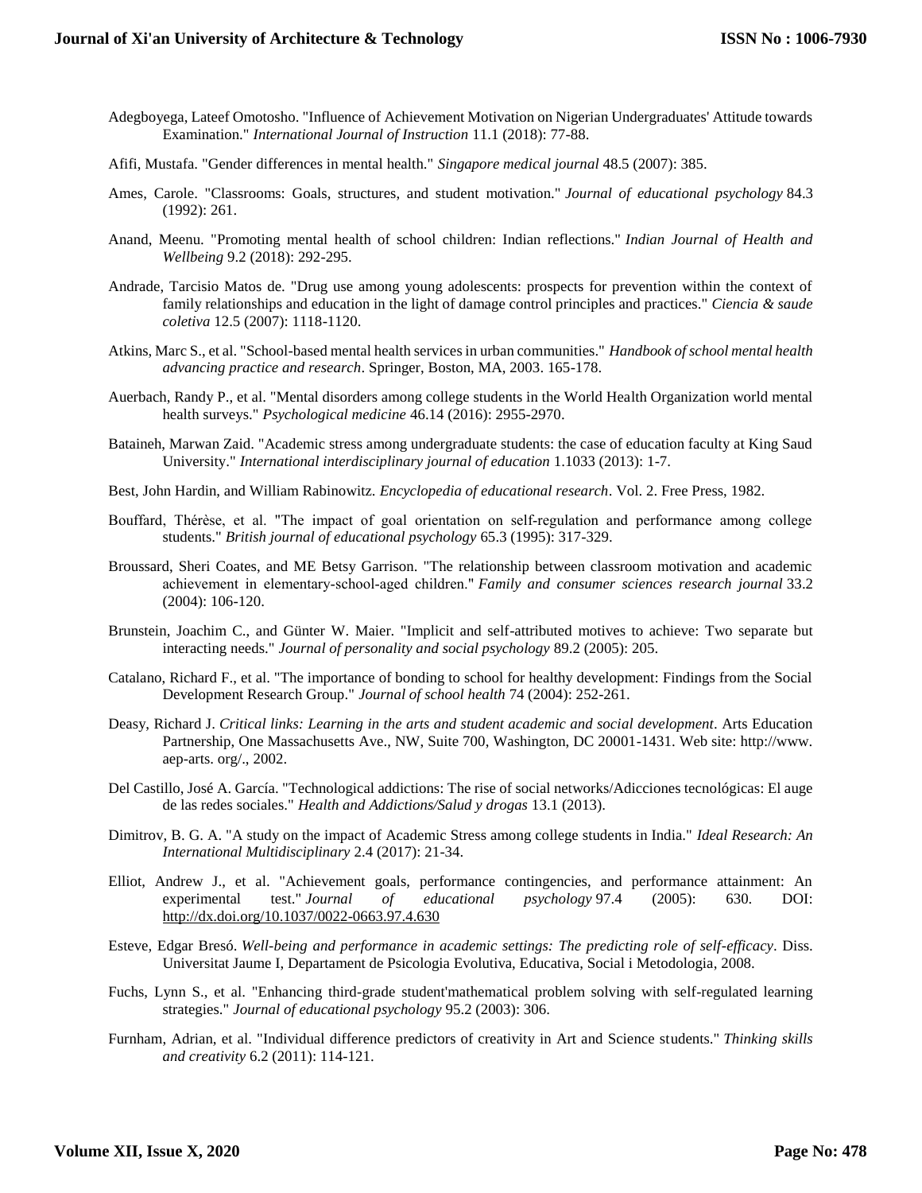Adegboyega, Lateef Omotosho. "Influence of Achievement Motivation on Nigerian Undergraduates' Attitude towards Examination." *International Journal of Instruction* 11.1 (2018): 77-88.

Afifi, Mustafa. "Gender differences in mental health." *Singapore medical journal* 48.5 (2007): 385.

Ames, Carole. "Classrooms: Goals, structures, and student motivation." *Journal of educational psychology* 84.3 (1992): 261.

Anand, Meenu. "Promoting mental health of school children: Indian reflections." *Indian Journal of Health and Wellbeing* 9.2 (2018): 292-295.

Andrade, Tarcisio Matos de. "Drug use among young adolescents: prospects for prevention within the context of family relationships and education in the light of damage control principles and practices." *Ciencia & saude coletiva* 12.5 (2007): 1118-1120.

Atkins, Marc S., et al. "School-based mental health services in urban communities." *Handbook of school mental health advancing practice and research*. Springer, Boston, MA, 2003. 165-178.

Auerbach, Randy P., et al. "Mental disorders among college students in the World Health Organization world mental health surveys." *Psychological medicine* 46.14 (2016): 2955-2970.

Bataineh, Marwan Zaid. "Academic stress among undergraduate students: the case of education faculty at King Saud University." *International interdisciplinary journal of education* 1.1033 (2013): 1-7.

Best, John Hardin, and William Rabinowitz. *Encyclopedia of educational research*. Vol. 2. Free Press, 1982.

Bouffard, Thérèse, et al. "The impact of goal orientation on self-regulation and performance among college students." *British journal of educational psychology* 65.3 (1995): 317-329.

Broussard, Sheri Coates, and ME Betsy Garrison. "The relationship between classroom motivation and academic achievement in elementary-school-aged children." *Family and consumer sciences research journal* 33.2 (2004): 106-120.

Brunstein, Joachim C., and Günter W. Maier. "Implicit and self-attributed motives to achieve: Two separate but interacting needs." *Journal of personality and social psychology* 89.2 (2005): 205.

Catalano, Richard F., et al. "The importance of bonding to school for healthy development: Findings from the Social Development Research Group." *Journal of school health* 74 (2004): 252-261.

Deasy, Richard J. *Critical links: Learning in the arts and student academic and social development*. Arts Education Partnership, One Massachusetts Ave., NW, Suite 700, Washington, DC 20001-1431. Web site: http://www. aep-arts. org/., 2002.

Del Castillo, José A. García. "Technological addictions: The rise of social networks/Adicciones tecnológicas: El auge de las redes sociales." *Health and Addictions/Salud y drogas* 13.1 (2013).

Dimitrov, B. G. A. "A study on the impact of Academic Stress among college students in India." *Ideal Research: An International Multidisciplinary* 2.4 (2017): 21-34.

Elliot, Andrew J., et al. "Achievement goals, performance contingencies, and performance attainment: An experimental test." *Journal of educational psychology* 97.4 (2005): 630. DOI: http://dx.doi.org/10.1037/0022-0663.97.4.630

Esteve, Edgar Bresó. *Well-being and performance in academic settings: The predicting role of self-efficacy*. Diss. Universitat Jaume I, Departament de Psicologia Evolutiva, Educativa, Social i Metodologia, 2008.

Fuchs, Lynn S., et al. "Enhancing third-grade student'mathematical problem solving with self-regulated learning strategies." *Journal of educational psychology* 95.2 (2003): 306.

Furnham, Adrian, et al. "Individual difference predictors of creativity in Art and Science students." *Thinking skills and creativity* 6.2 (2011): 114-121.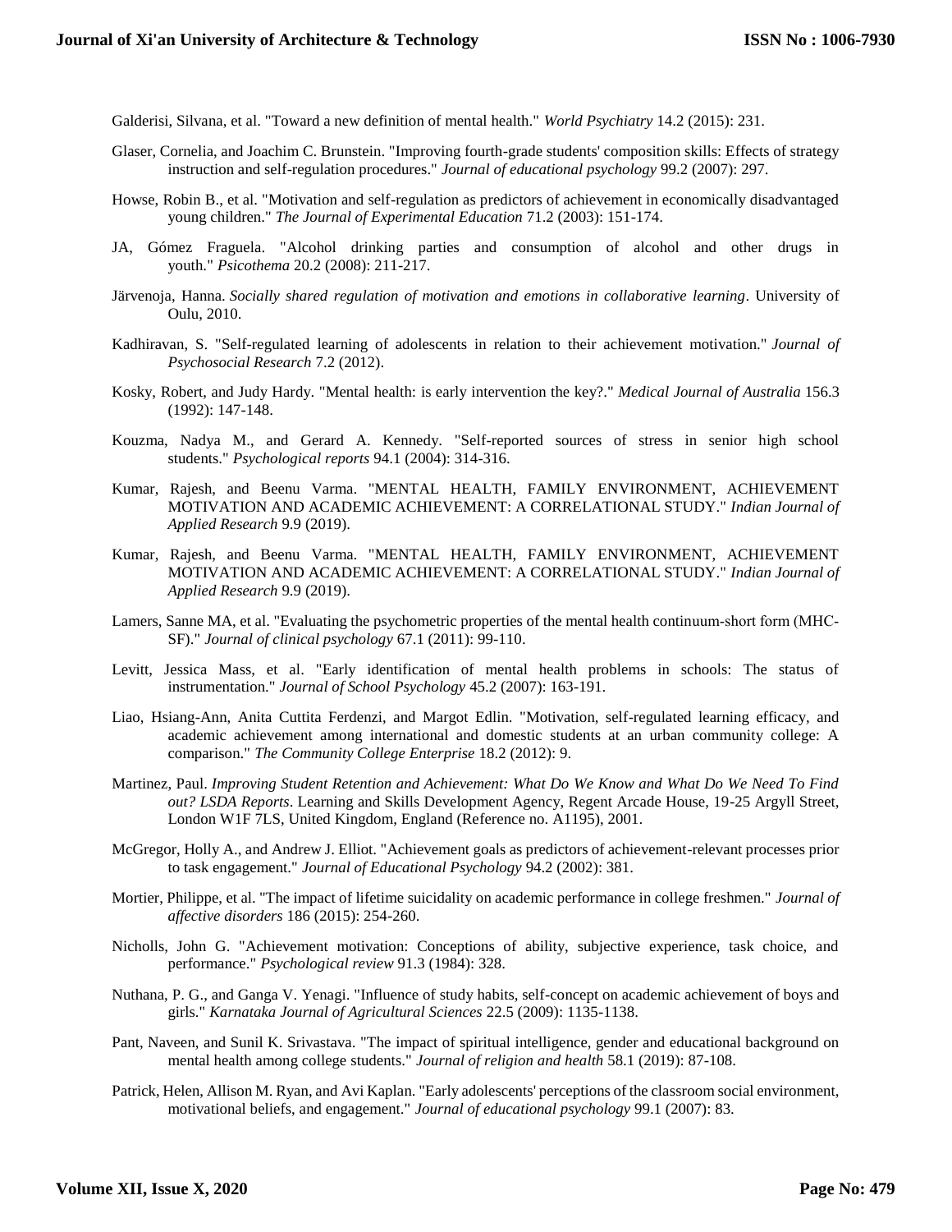Galderisi, Silvana, et al. "Toward a new definition of mental health." *World Psychiatry* 14.2 (2015): 231.

Glaser, Cornelia, and Joachim C. Brunstein. "Improving fourth-grade students' composition skills: Effects of strategy instruction and self-regulation procedures." *Journal of educational psychology* 99.2 (2007): 297.

Howse, Robin B., et al. "Motivation and self-regulation as predictors of achievement in economically disadvantaged young children." *The Journal of Experimental Education* 71.2 (2003): 151-174.

JA, Gómez Fraguela. "Alcohol drinking parties and consumption of alcohol and other drugs in youth." *Psicothema* 20.2 (2008): 211-217.

Järvenoja, Hanna. *Socially shared regulation of motivation and emotions in collaborative learning*. University of Oulu, 2010.

Kadhiravan, S. "Self-regulated learning of adolescents in relation to their achievement motivation." *Journal of Psychosocial Research* 7.2 (2012).

Kosky, Robert, and Judy Hardy. "Mental health: is early intervention the key?." *Medical Journal of Australia* 156.3 (1992): 147-148.

Kouzma, Nadya M., and Gerard A. Kennedy. "Self-reported sources of stress in senior high school students." *Psychological reports* 94.1 (2004): 314-316.

Kumar, Rajesh, and Beenu Varma. "MENTAL HEALTH, FAMILY ENVIRONMENT, ACHIEVEMENT MOTIVATION AND ACADEMIC ACHIEVEMENT: A CORRELATIONAL STUDY." *Indian Journal of Applied Research* 9.9 (2019).

Kumar, Rajesh, and Beenu Varma. "MENTAL HEALTH, FAMILY ENVIRONMENT, ACHIEVEMENT MOTIVATION AND ACADEMIC ACHIEVEMENT: A CORRELATIONAL STUDY." *Indian Journal of Applied Research* 9.9 (2019).

Lamers, Sanne MA, et al. "Evaluating the psychometric properties of the mental health continuum-short form (MHC-SF)." *Journal of clinical psychology* 67.1 (2011): 99-110.

Levitt, Jessica Mass, et al. "Early identification of mental health problems in schools: The status of instrumentation." *Journal of School Psychology* 45.2 (2007): 163-191.

Liao, Hsiang-Ann, Anita Cuttita Ferdenzi, and Margot Edlin. "Motivation, self-regulated learning efficacy, and academic achievement among international and domestic students at an urban community college: A comparison." *The Community College Enterprise* 18.2 (2012): 9.

Martinez, Paul. *Improving Student Retention and Achievement: What Do We Know and What Do We Need To Find out? LSDA Reports*. Learning and Skills Development Agency, Regent Arcade House, 19-25 Argyll Street, London W1F 7LS, United Kingdom, England (Reference no. A1195), 2001.

McGregor, Holly A., and Andrew J. Elliot. "Achievement goals as predictors of achievement-relevant processes prior to task engagement." *Journal of Educational Psychology* 94.2 (2002): 381.

Mortier, Philippe, et al. "The impact of lifetime suicidality on academic performance in college freshmen." *Journal of affective disorders* 186 (2015): 254-260.

Nicholls, John G. "Achievement motivation: Conceptions of ability, subjective experience, task choice, and performance." *Psychological review* 91.3 (1984): 328.

Nuthana, P. G., and Ganga V. Yenagi. "Influence of study habits, self-concept on academic achievement of boys and girls." *Karnataka Journal of Agricultural Sciences* 22.5 (2009): 1135-1138.

Pant, Naveen, and Sunil K. Srivastava. "The impact of spiritual intelligence, gender and educational background on mental health among college students." *Journal of religion and health* 58.1 (2019): 87-108.

Patrick, Helen, Allison M. Ryan, and Avi Kaplan. "Early adolescents' perceptions of the classroom social environment, motivational beliefs, and engagement." *Journal of educational psychology* 99.1 (2007): 83.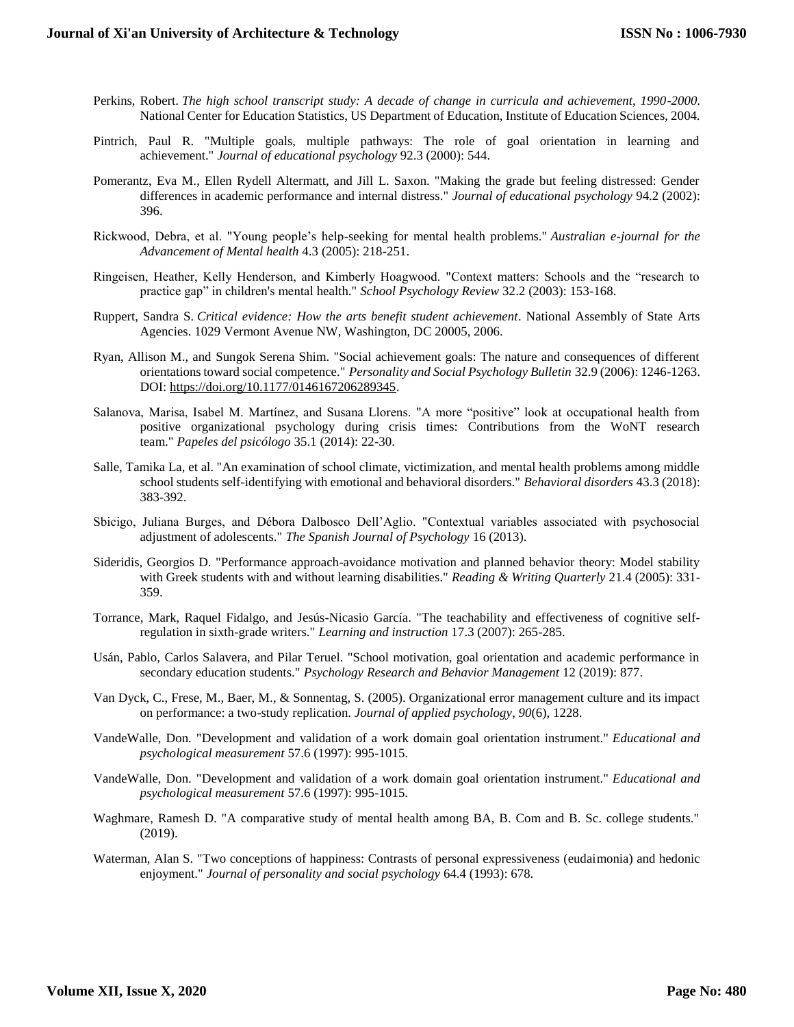Perkins, Robert. *The high school transcript study: A decade of change in curricula and achievement, 1990-2000*. National Center for Education Statistics, US Department of Education, Institute of Education Sciences, 2004.

Pintrich, Paul R. "Multiple goals, multiple pathways: The role of goal orientation in learning and achievement." *Journal of educational psychology* 92.3 (2000): 544.

Pomerantz, Eva M., Ellen Rydell Altermatt, and Jill L. Saxon. "Making the grade but feeling distressed: Gender differences in academic performance and internal distress." *Journal of educational psychology* 94.2 (2002): 396.

Rickwood, Debra, et al. "Young people's help-seeking for mental health problems." *Australian e-journal for the Advancement of Mental health* 4.3 (2005): 218-251.

Ringeisen, Heather, Kelly Henderson, and Kimberly Hoagwood. "Context matters: Schools and the "research to practice gap" in children's mental health." *School Psychology Review* 32.2 (2003): 153-168.

Ruppert, Sandra S. *Critical evidence: How the arts benefit student achievement*. National Assembly of State Arts Agencies. 1029 Vermont Avenue NW, Washington, DC 20005, 2006.

Ryan, Allison M., and Sungok Serena Shim. "Social achievement goals: The nature and consequences of different orientations toward social competence." *Personality and Social Psychology Bulletin* 32.9 (2006): 1246-1263. DOI: https://doi.org/10.1177/0146167206289345.

Salanova, Marisa, Isabel M. Martínez, and Susana Llorens. "A more "positive" look at occupational health from positive organizational psychology during crisis times: Contributions from the WoNT research team." *Papeles del psicólogo* 35.1 (2014): 22-30.

Salle, Tamika La, et al. "An examination of school climate, victimization, and mental health problems among middle school students self-identifying with emotional and behavioral disorders." *Behavioral disorders* 43.3 (2018): 383-392.

Sbicigo, Juliana Burges, and Débora Dalbosco Dell'Aglio. "Contextual variables associated with psychosocial adjustment of adolescents." *The Spanish Journal of Psychology* 16 (2013).

Sideridis, Georgios D. "Performance approach-avoidance motivation and planned behavior theory: Model stability with Greek students with and without learning disabilities." *Reading & Writing Quarterly* 21.4 (2005): 331-359.

Torrance, Mark, Raquel Fidalgo, and Jesús-Nicasio García. "The teachability and effectiveness of cognitive self-regulation in sixth-grade writers." *Learning and instruction* 17.3 (2007): 265-285.

Usán, Pablo, Carlos Salavera, and Pilar Teruel. "School motivation, goal orientation and academic performance in secondary education students." *Psychology Research and Behavior Management* 12 (2019): 877.

Van Dyck, C., Frese, M., Baer, M., & Sonnentag, S. (2005). Organizational error management culture and its impact on performance: a two-study replication. *Journal of applied psychology*, *90*(6), 1228.

VandeWalle, Don. "Development and validation of a work domain goal orientation instrument." *Educational and psychological measurement* 57.6 (1997): 995-1015.

VandeWalle, Don. "Development and validation of a work domain goal orientation instrument." *Educational and psychological measurement* 57.6 (1997): 995-1015.

Waghmare, Ramesh D. "A comparative study of mental health among BA, B. Com and B. Sc. college students." (2019).

Waterman, Alan S. "Two conceptions of happiness: Contrasts of personal expressiveness (eudaimonia) and hedonic enjoyment." *Journal of personality and social psychology* 64.4 (1993): 678.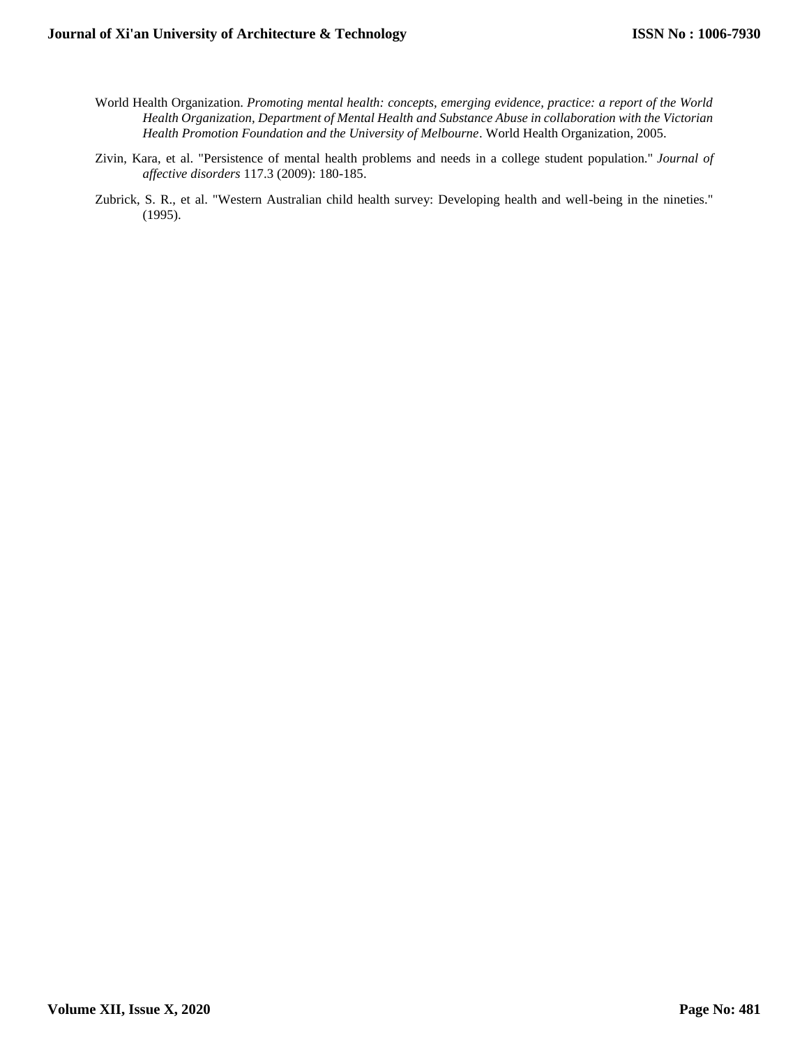World Health Organization. *Promoting mental health: concepts, emerging evidence, practice: a report of the World Health Organization, Department of Mental Health and Substance Abuse in collaboration with the Victorian Health Promotion Foundation and the University of Melbourne*. World Health Organization, 2005.

Zivin, Kara, et al. "Persistence of mental health problems and needs in a college student population." *Journal of affective disorders* 117.3 (2009): 180-185.

Zubrick, S. R., et al. "Western Australian child health survey: Developing health and well-being in the nineties." (1995).